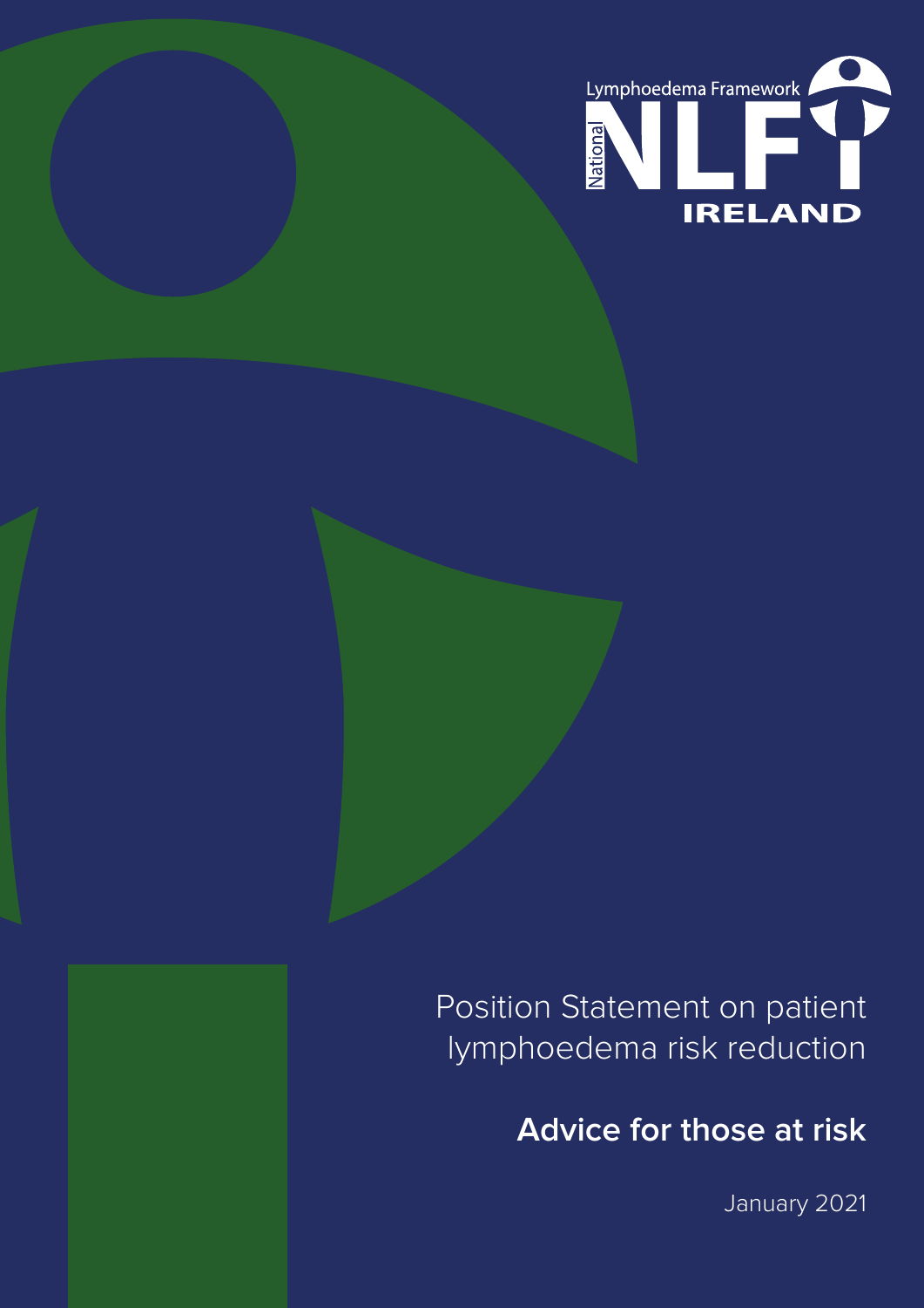Lymphoedema Framework

National NLF IRELAND

# Position Statement on patient lymphoedema risk reduction

## Advice for those at risk

January 2021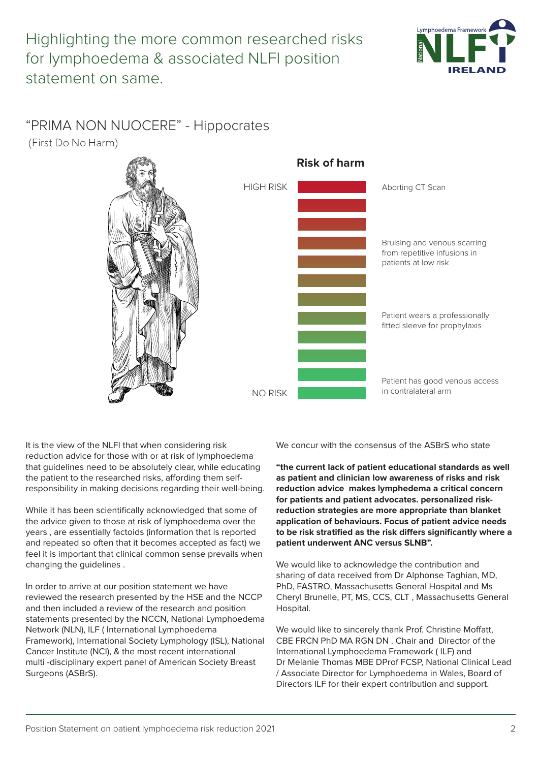# Highlighting the more common researched risks for lymphoedema & associated NLFI position statement on same.

## "PRIMA NON NUOCERE" - Hippocrates

(First Do No Harm)

**Risk of harm**

HIGH RISK — Aborting CT Scan

Bruising and venous scarring from repetitive infusions in patients at low risk

Patient wears a professionally fitted sleeve for prophylaxis

NO RISK — Patient has good venous access in contralateral arm

It is the view of the NLFI that when considering risk reduction advice for those with or at risk of lymphoedema that guidelines need to be absolutely clear, while educating the patient to the researched risks, affording them self-responsibility in making decisions regarding their well-being.

While it has been scientifically acknowledged that some of the advice given to those at risk of lymphoedema over the years , are essentially factoids (information that is reported and repeated so often that it becomes accepted as fact) we feel it is important that clinical common sense prevails when changing the guidelines .

In order to arrive at our position statement we have reviewed the research presented by the HSE and the NCCP and then included a review of the research and position statements presented by the NCCN, National Lymphoedema Network (NLN), ILF ( International Lymphoedema Framework), International Society Lymphology (ISL), National Cancer Institute (NCI), & the most recent international multi -disciplinary expert panel of American Society Breast Surgeons (ASBrS).

We concur with the consensus of the ASBrS who state

**"the current lack of patient educational standards as well as patient and clinician low awareness of risks and risk reduction advice makes lymphedema a critical concern for patients and patient advocates. personalized risk-reduction strategies are more appropriate than blanket application of behaviours. Focus of patient advice needs to be risk stratified as the risk differs significantly where a patient underwent ANC versus SLNB".**

We would like to acknowledge the contribution and sharing of data received from Dr Alphonse Taghian, MD, PhD, FASTRO, Massachusetts General Hospital and Ms Cheryl Brunelle, PT, MS, CCS, CLT , Massachusetts General Hospital.

We would like to sincerely thank Prof. Christine Moffatt, CBE FRCN PhD MA RGN DN . Chair and Director of the International Lymphoedema Framework ( ILF) and Dr Melanie Thomas MBE DProf FCSP, National Clinical Lead / Associate Director for Lymphoedema in Wales, Board of Directors ILF for their expert contribution and support.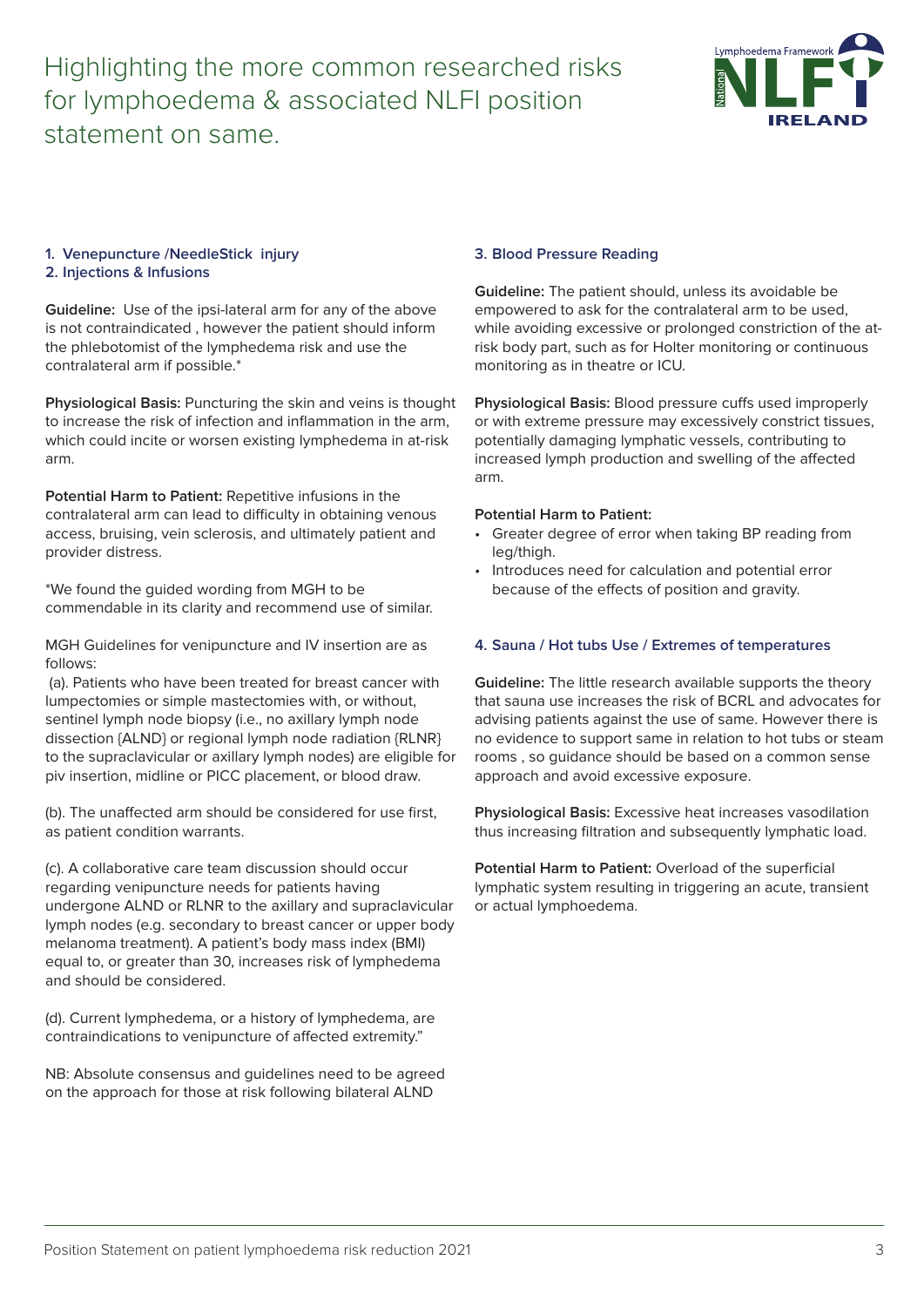# Highlighting the more common researched risks for lymphoedema & associated NLFI position statement on same.

### 1. Venepuncture /NeedleStick injury
### 2. Injections & Infusions

**Guideline:** Use of the ipsi-lateral arm for any of the above is not contraindicated , however the patient should inform the phlebotomist of the lymphedema risk and use the contralateral arm if possible.*

**Physiological Basis:** Puncturing the skin and veins is thought to increase the risk of infection and inflammation in the arm, which could incite or worsen existing lymphedema in at-risk arm.

**Potential Harm to Patient:** Repetitive infusions in the contralateral arm can lead to difficulty in obtaining venous access, bruising, vein sclerosis, and ultimately patient and provider distress.

*We found the guided wording from MGH to be commendable in its clarity and recommend use of similar.

MGH Guidelines for venipuncture and IV insertion are as follows:

(a). Patients who have been treated for breast cancer with lumpectomies or simple mastectomies with, or without, sentinel lymph node biopsy (i.e., no axillary lymph node dissection {ALND} or regional lymph node radiation {RLNR} to the supraclavicular or axillary lymph nodes) are eligible for piv insertion, midline or PICC placement, or blood draw.

(b). The unaffected arm should be considered for use first, as patient condition warrants.

(c). A collaborative care team discussion should occur regarding venipuncture needs for patients having undergone ALND or RLNR to the axillary and supraclavicular lymph nodes (e.g. secondary to breast cancer or upper body melanoma treatment). A patient's body mass index (BMI) equal to, or greater than 30, increases risk of lymphedema and should be considered.

(d). Current lymphedema, or a history of lymphedema, are contraindications to venipuncture of affected extremity."

NB: Absolute consensus and guidelines need to be agreed on the approach for those at risk following bilateral ALND

### 3. Blood Pressure Reading

**Guideline:** The patient should, unless its avoidable be empowered to ask for the contralateral arm to be used, while avoiding excessive or prolonged constriction of the at-risk body part, such as for Holter monitoring or continuous monitoring as in theatre or ICU.

**Physiological Basis:** Blood pressure cuffs used improperly or with extreme pressure may excessively constrict tissues, potentially damaging lymphatic vessels, contributing to increased lymph production and swelling of the affected arm.

**Potential Harm to Patient:**

- Greater degree of error when taking BP reading from leg/thigh.
- Introduces need for calculation and potential error because of the effects of position and gravity.

### 4. Sauna / Hot tubs Use / Extremes of temperatures

**Guideline:** The little research available supports the theory that sauna use increases the risk of BCRL and advocates for advising patients against the use of same. However there is no evidence to support same in relation to hot tubs or steam rooms , so guidance should be based on a common sense approach and avoid excessive exposure.

**Physiological Basis:** Excessive heat increases vasodilation thus increasing filtration and subsequently lymphatic load.

**Potential Harm to Patient:** Overload of the superficial lymphatic system resulting in triggering an acute, transient or actual lymphoedema.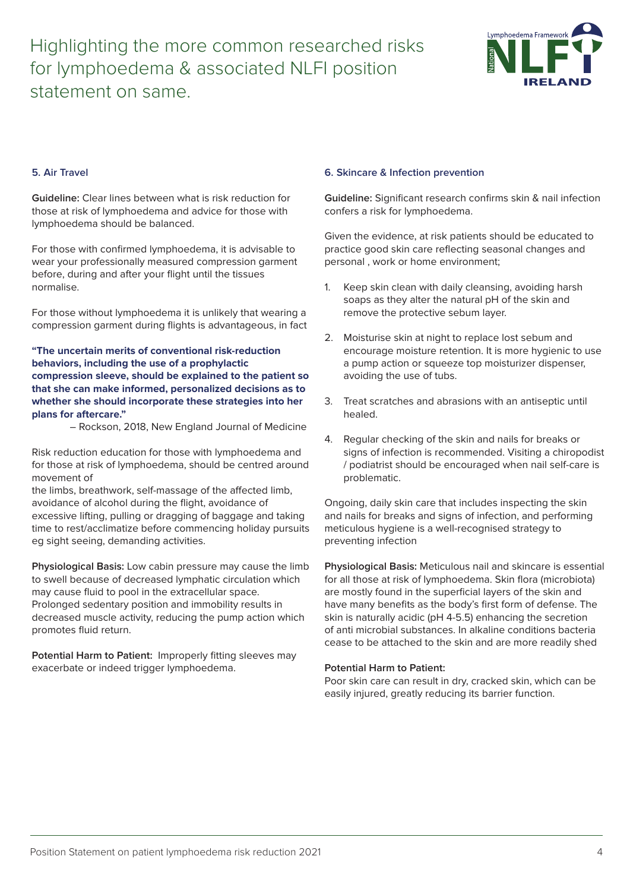# Highlighting the more common researched risks for lymphoedema & associated NLFI position statement on same.

### 5. Air Travel

**Guideline:** Clear lines between what is risk reduction for those at risk of lymphoedema and advice for those with lymphoedema should be balanced.

For those with confirmed lymphoedema, it is advisable to wear your professionally measured compression garment before, during and after your flight until the tissues normalise.

For those without lymphoedema it is unlikely that wearing a compression garment during flights is advantageous, in fact

**"The uncertain merits of conventional risk-reduction behaviors, including the use of a prophylactic compression sleeve, should be explained to the patient so that she can make informed, personalized decisions as to whether she should incorporate these strategies into her plans for aftercare."**

– Rockson, 2018, New England Journal of Medicine

Risk reduction education for those with lymphoedema and for those at risk of lymphoedema, should be centred around movement of
the limbs, breathwork, self-massage of the affected limb, avoidance of alcohol during the flight, avoidance of excessive lifting, pulling or dragging of baggage and taking time to rest/acclimatize before commencing holiday pursuits eg sight seeing, demanding activities.

**Physiological Basis:** Low cabin pressure may cause the limb to swell because of decreased lymphatic circulation which may cause fluid to pool in the extracellular space. Prolonged sedentary position and immobility results in decreased muscle activity, reducing the pump action which promotes fluid return.

**Potential Harm to Patient:** Improperly fitting sleeves may exacerbate or indeed trigger lymphoedema.

### 6. Skincare & Infection prevention

**Guideline:** Significant research confirms skin & nail infection confers a risk for lymphoedema.

Given the evidence, at risk patients should be educated to practice good skin care reflecting seasonal changes and personal , work or home environment;

1. Keep skin clean with daily cleansing, avoiding harsh soaps as they alter the natural pH of the skin and remove the protective sebum layer.
2. Moisturise skin at night to replace lost sebum and encourage moisture retention. It is more hygienic to use a pump action or squeeze top moisturizer dispenser, avoiding the use of tubs.
3. Treat scratches and abrasions with an antiseptic until healed.
4. Regular checking of the skin and nails for breaks or signs of infection is recommended. Visiting a chiropodist / podiatrist should be encouraged when nail self-care is problematic.

Ongoing, daily skin care that includes inspecting the skin and nails for breaks and signs of infection, and performing meticulous hygiene is a well-recognised strategy to preventing infection

**Physiological Basis:** Meticulous nail and skincare is essential for all those at risk of lymphoedema. Skin flora (microbiota) are mostly found in the superficial layers of the skin and have many benefits as the body's first form of defense. The skin is naturally acidic (pH 4-5.5) enhancing the secretion of anti microbial substances. In alkaline conditions bacteria cease to be attached to the skin and are more readily shed

**Potential Harm to Patient:**
Poor skin care can result in dry, cracked skin, which can be easily injured, greatly reducing its barrier function.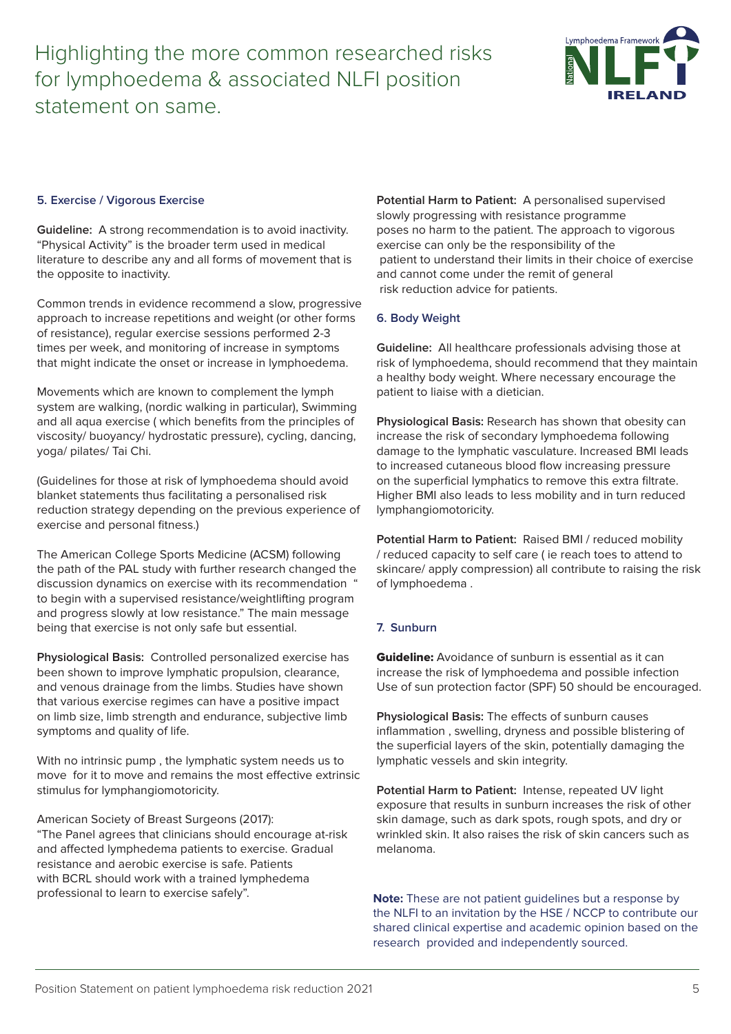# Highlighting the more common researched risks for lymphoedema & associated NLFI position statement on same.

### 5. Exercise / Vigorous Exercise

**Guideline:** A strong recommendation is to avoid inactivity. "Physical Activity" is the broader term used in medical literature to describe any and all forms of movement that is the opposite to inactivity.

Common trends in evidence recommend a slow, progressive approach to increase repetitions and weight (or other forms of resistance), regular exercise sessions performed 2-3 times per week, and monitoring of increase in symptoms that might indicate the onset or increase in lymphoedema.

Movements which are known to complement the lymph system are walking, (nordic walking in particular), Swimming and all aqua exercise ( which benefits from the principles of viscosity/ buoyancy/ hydrostatic pressure), cycling, dancing, yoga/ pilates/ Tai Chi.

(Guidelines for those at risk of lymphoedema should avoid blanket statements thus facilitating a personalised risk reduction strategy depending on the previous experience of exercise and personal fitness.)

The American College Sports Medicine (ACSM) following the path of the PAL study with further research changed the discussion dynamics on exercise with its recommendation " to begin with a supervised resistance/weightlifting program and progress slowly at low resistance." The main message being that exercise is not only safe but essential.

**Physiological Basis:** Controlled personalized exercise has been shown to improve lymphatic propulsion, clearance, and venous drainage from the limbs. Studies have shown that various exercise regimes can have a positive impact on limb size, limb strength and endurance, subjective limb symptoms and quality of life.

With no intrinsic pump , the lymphatic system needs us to move for it to move and remains the most effective extrinsic stimulus for lymphangiomotoricity.

American Society of Breast Surgeons (2017):
"The Panel agrees that clinicians should encourage at-risk and affected lymphedema patients to exercise. Gradual resistance and aerobic exercise is safe. Patients with BCRL should work with a trained lymphedema professional to learn to exercise safely".

**Potential Harm to Patient:** A personalised supervised slowly progressing with resistance programme poses no harm to the patient. The approach to vigorous exercise can only be the responsibility of the patient to understand their limits in their choice of exercise and cannot come under the remit of general risk reduction advice for patients.

### 6. Body Weight

**Guideline:** All healthcare professionals advising those at risk of lymphoedema, should recommend that they maintain a healthy body weight. Where necessary encourage the patient to liaise with a dietician.

**Physiological Basis:** Research has shown that obesity can increase the risk of secondary lymphoedema following damage to the lymphatic vasculature. Increased BMI leads to increased cutaneous blood flow increasing pressure on the superficial lymphatics to remove this extra filtrate. Higher BMI also leads to less mobility and in turn reduced lymphangiomotoricity.

**Potential Harm to Patient:** Raised BMI / reduced mobility / reduced capacity to self care ( ie reach toes to attend to skincare/ apply compression) all contribute to raising the risk of lymphoedema .

### 7. Sunburn

**Guideline:** Avoidance of sunburn is essential as it can increase the risk of lymphoedema and possible infection Use of sun protection factor (SPF) 50 should be encouraged.

**Physiological Basis:** The effects of sunburn causes inflammation , swelling, dryness and possible blistering of the superficial layers of the skin, potentially damaging the lymphatic vessels and skin integrity.

**Potential Harm to Patient:** Intense, repeated UV light exposure that results in sunburn increases the risk of other skin damage, such as dark spots, rough spots, and dry or wrinkled skin. It also raises the risk of skin cancers such as melanoma.

**Note:** These are not patient guidelines but a response by the NLFI to an invitation by the HSE / NCCP to contribute our shared clinical expertise and academic opinion based on the research provided and independently sourced.